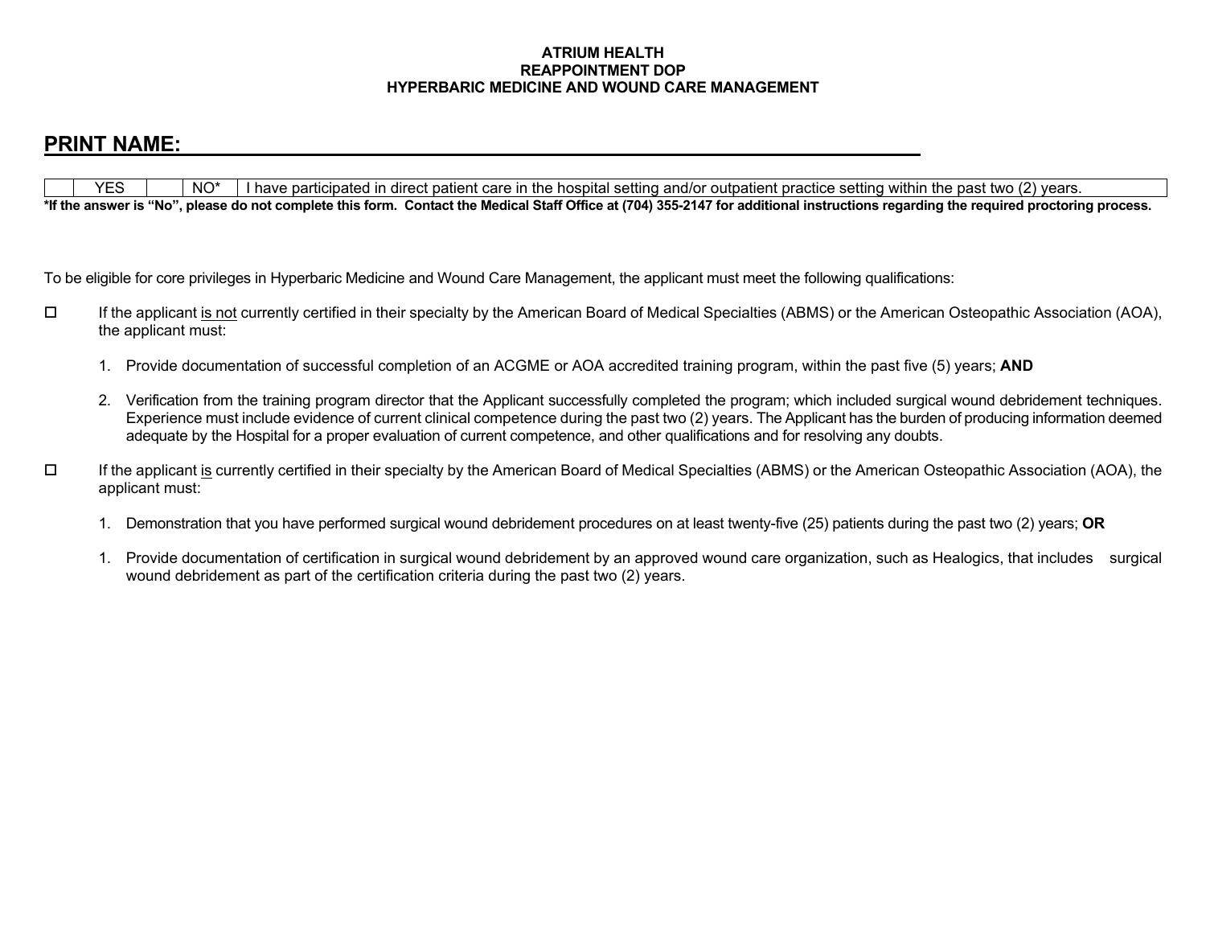**ATRIUM HEALTH**
**REAPPOINTMENT DOP**
**HYPERBARIC MEDICINE AND WOUND CARE MANAGEMENT**

## PRINT NAME: ______________________________________________

| | | | | |
|---|---|---|---|---|
| | YES | | NO* | I have participated in direct patient care in the hospital setting and/or outpatient practice setting within the past two (2) years. |

**\*If the answer is "No", please do not complete this form. Contact the Medical Staff Office at (704) 355-2147 for additional instructions regarding the required proctoring process.**

To be eligible for core privileges in Hyperbaric Medicine and Wound Care Management, the applicant must meet the following qualifications:

☐ If the applicant is not currently certified in their specialty by the American Board of Medical Specialties (ABMS) or the American Osteopathic Association (AOA), the applicant must:

1. Provide documentation of successful completion of an ACGME or AOA accredited training program, within the past five (5) years; **AND**

2. Verification from the training program director that the Applicant successfully completed the program; which included surgical wound debridement techniques. Experience must include evidence of current clinical competence during the past two (2) years. The Applicant has the burden of producing information deemed adequate by the Hospital for a proper evaluation of current competence, and other qualifications and for resolving any doubts.

☐ If the applicant is currently certified in their specialty by the American Board of Medical Specialties (ABMS) or the American Osteopathic Association (AOA), the applicant must:

1. Demonstration that you have performed surgical wound debridement procedures on at least twenty-five (25) patients during the past two (2) years; **OR**

1. Provide documentation of certification in surgical wound debridement by an approved wound care organization, such as Healogics, that includes surgical wound debridement as part of the certification criteria during the past two (2) years.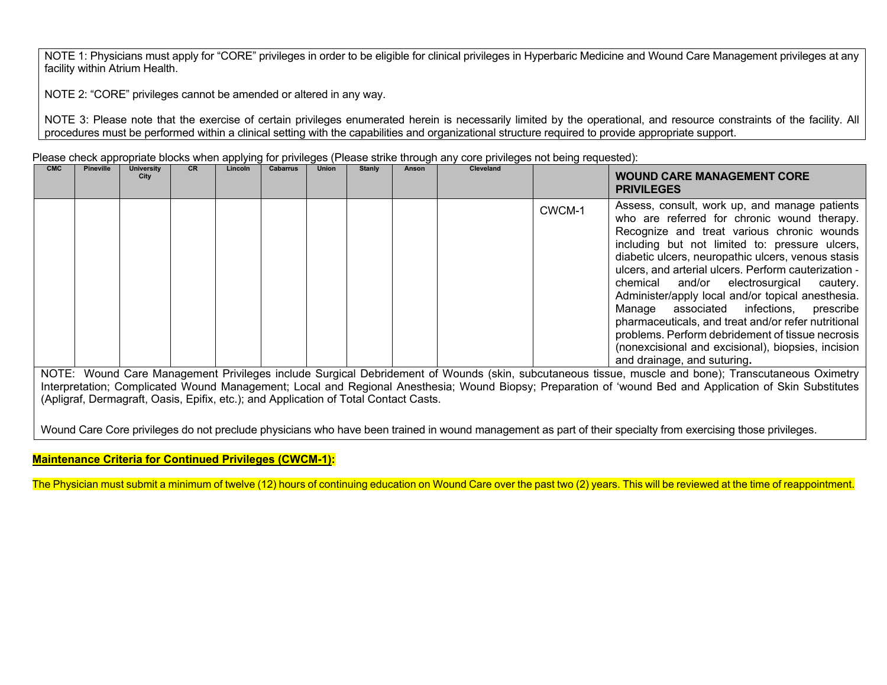NOTE 1: Physicians must apply for "CORE" privileges in order to be eligible for clinical privileges in Hyperbaric Medicine and Wound Care Management privileges at any facility within Atrium Health.

NOTE 2: "CORE" privileges cannot be amended or altered in any way.

NOTE 3: Please note that the exercise of certain privileges enumerated herein is necessarily limited by the operational, and resource constraints of the facility. All procedures must be performed within a clinical setting with the capabilities and organizational structure required to provide appropriate support.

Please check appropriate blocks when applying for privileges (Please strike through any core privileges not being requested):

| CMC | Pineville | University City | CR | Lincoln | Cabarrus | Union | Stanly | Anson | Cleveland | | **WOUND CARE MANAGEMENT CORE PRIVILEGES** |
|---|---|---|---|---|---|---|---|---|---|---|---|
| | | | | | | | | | | CWCM-1 | Assess, consult, work up, and manage patients who are referred for chronic wound therapy. Recognize and treat various chronic wounds including but not limited to: pressure ulcers, diabetic ulcers, neuropathic ulcers, venous stasis ulcers, and arterial ulcers. Perform cauterization - chemical and/or electrosurgical cautery. Administer/apply local and/or topical anesthesia. Manage associated infections, prescribe pharmaceuticals, and treat and/or refer nutritional problems. Perform debridement of tissue necrosis (nonexcisional and excisional), biopsies, incision and drainage, and suturing. |

NOTE: Wound Care Management Privileges include Surgical Debridement of Wounds (skin, subcutaneous tissue, muscle and bone); Transcutaneous Oximetry Interpretation; Complicated Wound Management; Local and Regional Anesthesia; Wound Biopsy; Preparation of 'wound Bed and Application of Skin Substitutes (Apligraf, Dermagraft, Oasis, Epifix, etc.); and Application of Total Contact Casts.

Wound Care Core privileges do not preclude physicians who have been trained in wound management as part of their specialty from exercising those privileges.

**Maintenance Criteria for Continued Privileges (CWCM-1):**

The Physician must submit a minimum of twelve (12) hours of continuing education on Wound Care over the past two (2) years. This will be reviewed at the time of reappointment.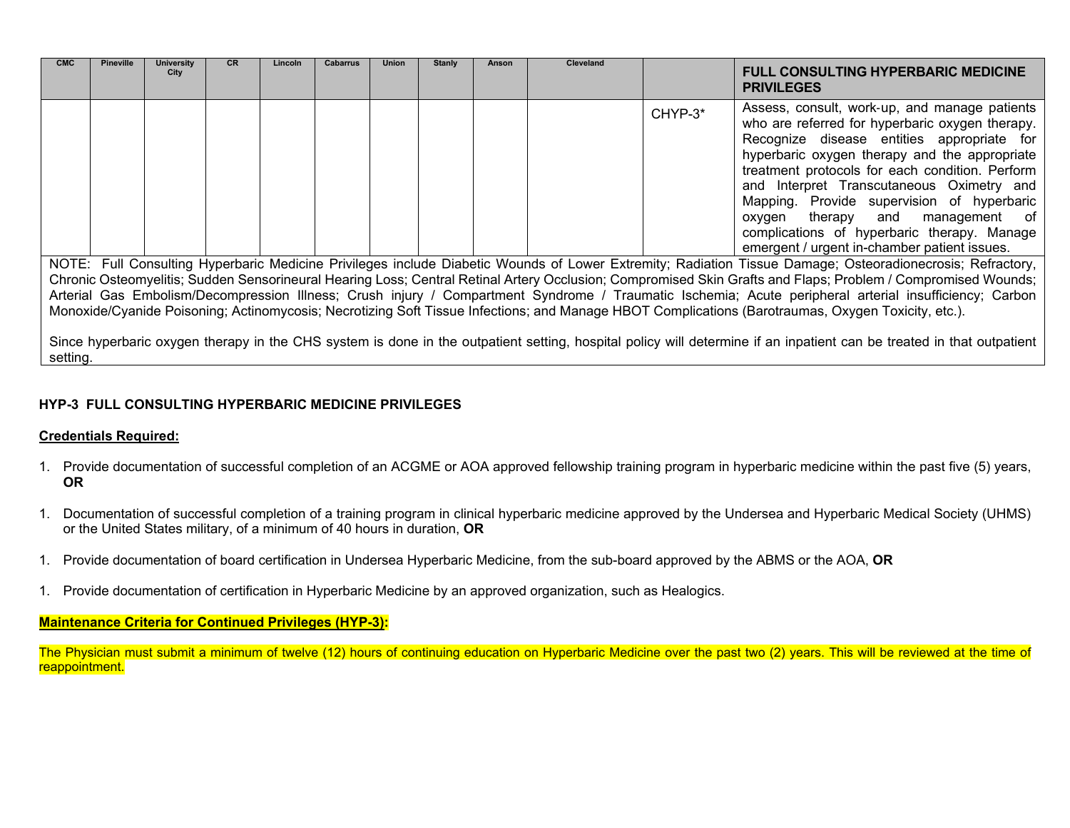| CMC | Pineville | University City | CR | Lincoln | Cabarrus | Union | Stanly | Anson | Cleveland | | **FULL CONSULTING HYPERBARIC MEDICINE PRIVILEGES** |
|---|---|---|---|---|---|---|---|---|---|---|---|
| | | | | | | | | | | CHYP-3* | Assess, consult, work-up, and manage patients who are referred for hyperbaric oxygen therapy. Recognize disease entities appropriate for hyperbaric oxygen therapy and the appropriate treatment protocols for each condition. Perform and Interpret Transcutaneous Oximetry and Mapping. Provide supervision of hyperbaric oxygen therapy and management of complications of hyperbaric therapy. Manage emergent / urgent in-chamber patient issues. |
| NOTE: Full Consulting Hyperbaric Medicine Privileges include Diabetic Wounds of Lower Extremity; Radiation Tissue Damage; Osteoradionecrosis; Refractory, Chronic Osteomyelitis; Sudden Sensorineural Hearing Loss; Central Retinal Artery Occlusion; Compromised Skin Grafts and Flaps; Problem / Compromised Wounds; Arterial Gas Embolism/Decompression Illness; Crush injury / Compartment Syndrome / Traumatic Ischemia; Acute peripheral arterial insufficiency; Carbon Monoxide/Cyanide Poisoning; Actinomycosis; Necrotizing Soft Tissue Infections; and Manage HBOT Complications (Barotraumas, Oxygen Toxicity, etc.).<br><br>Since hyperbaric oxygen therapy in the CHS system is done in the outpatient setting, hospital policy will determine if an inpatient can be treated in that outpatient setting. | | | | | | | | | | | |

**HYP-3 FULL CONSULTING HYPERBARIC MEDICINE PRIVILEGES**

**Credentials Required:**

1. Provide documentation of successful completion of an ACGME or AOA approved fellowship training program in hyperbaric medicine within the past five (5) years, **OR**

1. Documentation of successful completion of a training program in clinical hyperbaric medicine approved by the Undersea and Hyperbaric Medical Society (UHMS) or the United States military, of a minimum of 40 hours in duration, **OR**

1. Provide documentation of board certification in Undersea Hyperbaric Medicine, from the sub-board approved by the ABMS or the AOA, **OR**

1. Provide documentation of certification in Hyperbaric Medicine by an approved organization, such as Healogics.

**Maintenance Criteria for Continued Privileges (HYP-3):**

The Physician must submit a minimum of twelve (12) hours of continuing education on Hyperbaric Medicine over the past two (2) years. This will be reviewed at the time of reappointment.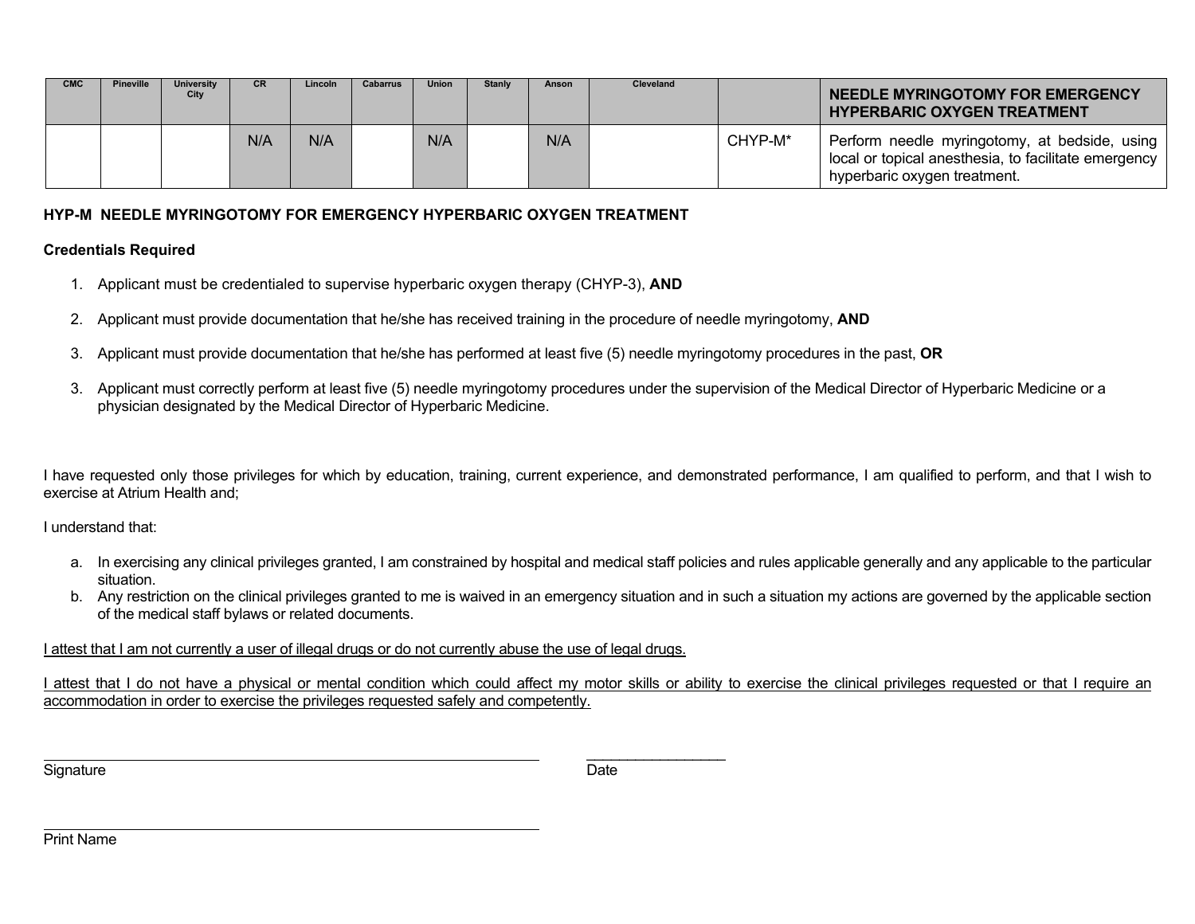| CMC | Pineville | University City | CR | Lincoln | Cabarrus | Union | Stanly | Anson | Cleveland | | NEEDLE MYRINGOTOMY FOR EMERGENCY HYPERBARIC OXYGEN TREATMENT |
|---|---|---|---|---|---|---|---|---|---|---|---|
| | | | N/A | N/A | | N/A | | N/A | | CHYP-M* | Perform needle myringotomy, at bedside, using local or topical anesthesia, to facilitate emergency hyperbaric oxygen treatment. |

**HYP-M NEEDLE MYRINGOTOMY FOR EMERGENCY HYPERBARIC OXYGEN TREATMENT**

**Credentials Required**

1. Applicant must be credentialed to supervise hyperbaric oxygen therapy (CHYP-3), **AND**

2. Applicant must provide documentation that he/she has received training in the procedure of needle myringotomy, **AND**

3. Applicant must provide documentation that he/she has performed at least five (5) needle myringotomy procedures in the past, **OR**

3. Applicant must correctly perform at least five (5) needle myringotomy procedures under the supervision of the Medical Director of Hyperbaric Medicine or a physician designated by the Medical Director of Hyperbaric Medicine.

I have requested only those privileges for which by education, training, current experience, and demonstrated performance, I am qualified to perform, and that I wish to exercise at Atrium Health and;

I understand that:

a. In exercising any clinical privileges granted, I am constrained by hospital and medical staff policies and rules applicable generally and any applicable to the particular situation.
b. Any restriction on the clinical privileges granted to me is waived in an emergency situation and in such a situation my actions are governed by the applicable section of the medical staff bylaws or related documents.

<u>I attest that I am not currently a user of illegal drugs or do not currently abuse the use of legal drugs.</u>

<u>I attest that I do not have a physical or mental condition which could affect my motor skills or ability to exercise the clinical privileges requested or that I require an accommodation in order to exercise the privileges requested safely and competently.</u>

______________________________________ ____________________

Signature Date

______________________________________

Print Name